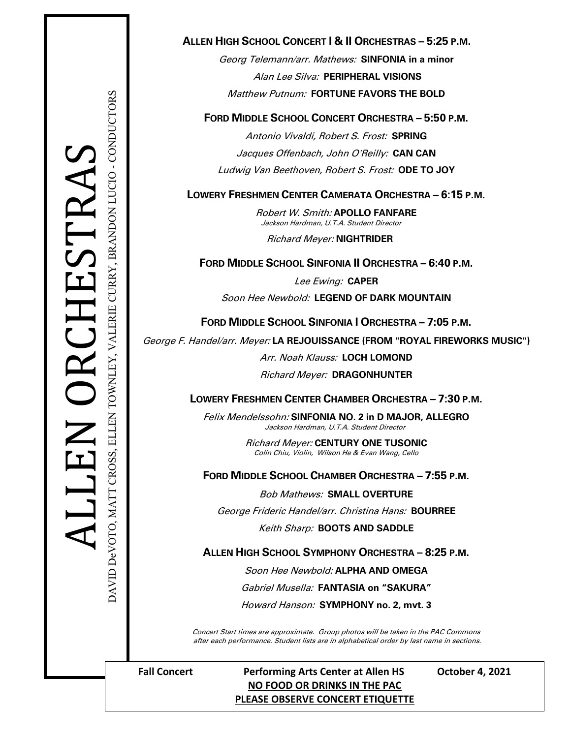# ALLEN ORCHESTRAS

DAVID DeVOTO, MATT CROSS, ELLEN TOWNLEY, VALERIE CURRY, BRANDON LUCIO - CONDUCTORS

## ALLEN HIGH SCHOOL CONCERT I & II ORCHESTRAS – 5:25 P.M.

*Georg Telemann/arr. Mathews:* **SINFONIA in a minor**

*Alan Lee Silva:* **PERIPHERAL VISIONS**

*Matthew Putnum:* **FORTUNE FAVORS THE BOLD**

## FORD MIDDLE SCHOOL CONCERT ORCHESTRA – 5:50 P.M.

*Antonio Vivaldi, Robert S. Frost:* **SPRING**

*Jacques Offenbach, John O'Reilly:* **CAN CAN**

*Ludwig Van Beethoven, Robert S. Frost:* **ODE TO JOY**

## LOWERY FRESHMEN CENTER CAMERATA ORCHESTRA – 6:15 P.M.

*Robert W. Smith:* **APOLLO FANFARE**
*Jackson Hardman, U.T.A. Student Director*

*Richard Meyer:* **NIGHTRIDER**

## FORD MIDDLE SCHOOL SINFONIA II ORCHESTRA – 6:40 P.M.

*Lee Ewing:* **CAPER**

*Soon Hee Newbold:* **LEGEND OF DARK MOUNTAIN**

## FORD MIDDLE SCHOOL SINFONIA I ORCHESTRA – 7:05 P.M.

*George F. Handel/arr. Meyer:* **LA REJOUISSANCE (FROM "ROYAL FIREWORKS MUSIC")**

*Arr. Noah Klauss:* **LOCH LOMOND**

*Richard Meyer:* **DRAGONHUNTER**

## LOWERY FRESHMEN CENTER CHAMBER ORCHESTRA – 7:30 P.M.

*Felix Mendelssohn:* **SINFONIA NO. 2 in D MAJOR, ALLEGRO**
*Jackson Hardman, U.T.A. Student Director*

*Richard Meyer:* **CENTURY ONE TUSONIC**
*Colin Chiu, Violin, Wilson He & Evan Wang, Cello*

## FORD MIDDLE SCHOOL CHAMBER ORCHESTRA – 7:55 P.M.

*Bob Mathews:* **SMALL OVERTURE**

*George Frideric Handel/arr. Christina Hans:* **BOURREE**

*Keith Sharp:* **BOOTS AND SADDLE**

## ALLEN HIGH SCHOOL SYMPHONY ORCHESTRA – 8:25 P.M.

*Soon Hee Newbold:* **ALPHA AND OMEGA**

*Gabriel Musella:* **FANTASIA on "SAKURA"**

*Howard Hanson:* **SYMPHONY no. 2, mvt. 3**

*Concert Start times are approximate. Group photos will be taken in the PAC Commons after each performance. Student lists are in alphabetical order by last name in sections.*

**Fall Concert** **Performing Arts Center at Allen HS** **October 4, 2021**

**NO FOOD OR DRINKS IN THE PAC**

**PLEASE OBSERVE CONCERT ETIQUETTE**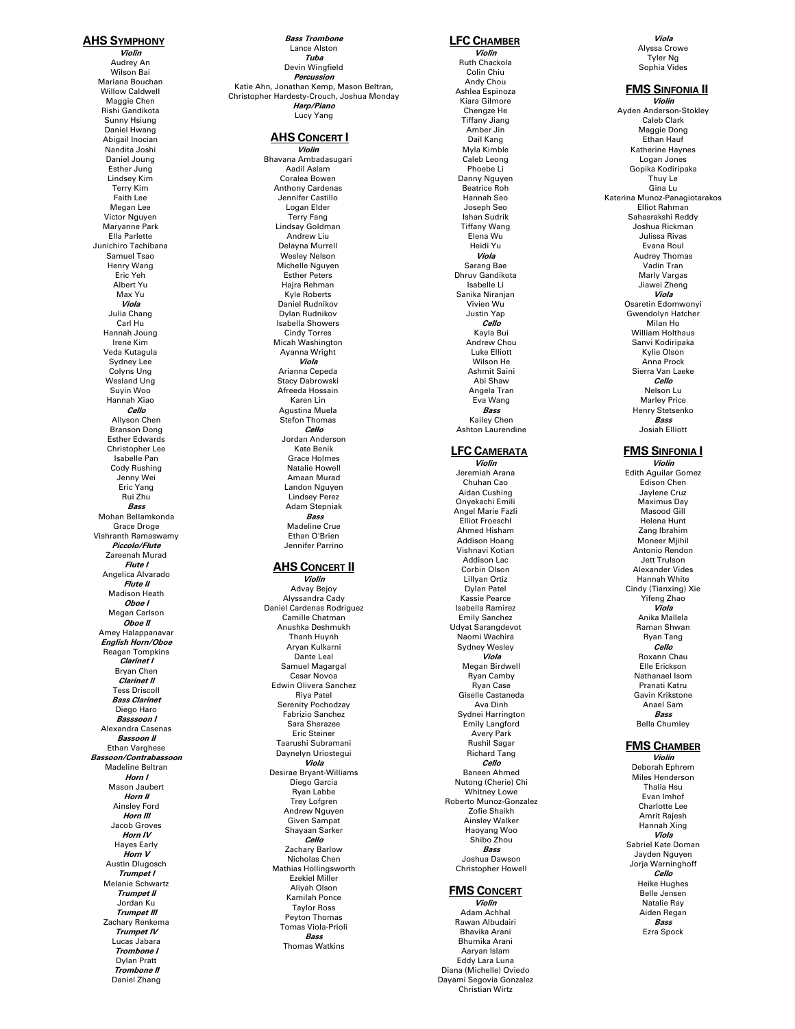## AHS Symphony

***Violin***

Audrey An
Wilson Bai
Mariana Bouchan
Willow Caldwell
Maggie Chen
Rishi Gandikota
Sunny Hsiung
Daniel Hwang
Abigail Inocian
Nandita Joshi
Daniel Joung
Esther Jung
Lindsey Kim
Terry Kim
Faith Lee
Megan Lee
Victor Nguyen
Maryanne Park
Ella Parlette
Junichiro Tachibana
Samuel Tsao
Henry Wang
Eric Yeh
Albert Yu
Max Yu

***Viola***

Julia Chang
Carl Hu
Hannah Joung
Irene Kim
Veda Kutagula
Sydney Lee
Colyns Ung
Wesland Ung
Suyin Woo
Hannah Xiao

***Cello***

Allyson Chen
Branson Dong
Esther Edwards
Christopher Lee
Isabelle Pan
Cody Rushing
Jenny Wei
Eric Yang
Rui Zhu

***Bass***

Mohan Bellamkonda
Grace Droge
Vishranth Ramaswamy

***Piccolo/Flute***

Zareenah Murad

***Flute I***

Angelica Alvarado

***Flute II***

Madison Heath

***Oboe I***

Megan Carlson

***Oboe II***

Amey Halappanavar

***English Horn/Oboe***

Reagan Tompkins

***Clarinet I***

Bryan Chen

***Clarinet II***

Tess Driscoll

***Bass Clarinet***

Diego Haro

***Basssoon I***

Alexandra Casenas

***Bassoon II***

Ethan Varghese

***Bassoon/Contrabassoon***

Madeline Beltran

***Horn I***

Mason Jaubert

***Horn II***

Ainsley Ford

***Horn III***

Jacob Groves

***Horn IV***

Hayes Early

***Horn V***

Austin Dlugosch

***Trumpet I***

Melanie Schwartz

***Trumpet II***

Jordan Ku

***Trumpet III***

Zachary Renkema

***Trumpet IV***

Lucas Jabara

***Trombone I***

Dylan Pratt

***Trombone II***

Daniel Zhang

***Bass Trombone***

Lance Alston

***Tuba***

Devin Wingfield

***Percussion***

Katie Ahn, Jonathan Kemp, Mason Beltran, Christopher Hardesty-Crouch, Joshua Monday

***Harp/Piano***

Lucy Yang

## AHS Concert I

***Violin***

Bhavana Ambadasugari
Aadil Aslam
Coralea Bowen
Anthony Cardenas
Jennifer Castillo
Logan Elder
Terry Fang
Lindsay Goldman
Andrew Liu
Delayna Murrell
Wesley Nelson
Michelle Nguyen
Esther Peters
Hajra Rehman
Kyle Roberts
Daniel Rudnikov
Dylan Rudnikov
Isabella Showers
Cindy Torres
Micah Washington
Ayanna Wright

***Viola***

Arianna Cepeda
Stacy Dabrowski
Afreeda Hossain
Karen Lin
Agustina Muela
Stefon Thomas

***Cello***

Jordan Anderson
Kate Benik
Grace Holmes
Natalie Howell
Amaan Murad
Landon Nguyen
Lindsey Perez
Adam Stepniak

***Bass***

Madeline Crue
Ethan O'Brien
Jennifer Parrino

## AHS Concert II

***Violin***

Advay Bejoy
Alyssandra Cady
Daniel Cardenas Rodriguez
Camille Chatman
Anushka Deshmukh
Thanh Huynh
Aryan Kulkarni
Dante Leal
Samuel Magargal
Cesar Novoa
Edwin Olivera Sanchez
Riya Patel
Serenity Pochodzay
Fabrizio Sanchez
Sara Sherazee
Eric Steiner
Taarushi Subramani
Daynelyn Uriostegui

***Viola***

Desirae Bryant-Williams
Diego Garcia
Ryan Labbe
Trey Lofgren
Andrew Nguyen
Given Sampat
Shayaan Sarker

***Cello***

Zachary Barlow
Nicholas Chen
Mathias Hollingsworth
Ezekiel Miller
Aliyah Olson
Kamilah Ponce
Taylor Ross
Peyton Thomas
Tomas Viola-Prioli

***Bass***

Thomas Watkins

## LFC Chamber

***Violin***

Ruth Chackola
Colin Chiu
Andy Chou
Ashlea Espinoza
Kiara Gilmore
Chengze He
Tiffany Jiang
Amber Jin
Dail Kang
Myla Kimble
Caleb Leong
Phoebe Li
Danny Nguyen
Beatrice Roh
Hannah Seo
Joseph Seo
Ishan Sudrik
Tiffany Wang
Elena Wu
Heidi Yu

***Viola***

Sarang Bae
Dhruv Gandikota
Isabelle Li
Sanika Niranjan
Vivien Wu
Justin Yap

***Cello***

Kayla Bui
Andrew Chou
Luke Elliott
Wilson He
Ashmit Saini
Abi Shaw
Angela Tran
Eva Wang

***Bass***

Kailey Chen
Ashton Laurendine

## LFC Camerata

***Violin***

Jeremiah Arana
Chuhan Cao
Aidan Cushing
Onyekachi Emili
Angel Marie Fazli
Elliot Froeschl
Ahmed Hisham
Addison Hoang
Vishnavi Kotian
Addison Lac
Corbin Olson
Lillyan Ortiz
Dylan Patel
Kassie Pearce
Isabella Ramirez
Emily Sanchez
Udyat Sarangdevot
Naomi Wachira
Sydney Wesley

***Viola***

Megan Birdwell
Ryan Camby
Ryan Case
Giselle Castaneda
Ava Dinh
Sydnei Harrington
Emily Langford
Avery Park
Rushil Sagar
Richard Tang

***Cello***

Baneen Ahmed
Nutong (Cherie) Chi
Whitney Lowe
Roberto Munoz-Gonzalez
Zofie Shaikh
Ainsley Walker
Haoyang Woo
Shibo Zhou

***Bass***

Joshua Dawson
Christopher Howell

## FMS Concert

***Violin***

Adam Achhal
Rawan Albudairi
Bhavika Arani
Bhumika Arani
Aaryan Islam
Eddy Lara Luna
Diana (Michelle) Oviedo
Dayami Segovia Gonzalez
Christian Wirtz

***Viola***

Alyssa Crowe
Tyler Ng
Sophia Vides

## FMS Sinfonia II

***Violin***

Ayden Anderson-Stokley
Caleb Clark
Maggie Dong
Ethan Hauf
Katherine Haynes
Logan Jones
Gopika Kodiripaka
Thuy Le
Gina Lu
Katerina Munoz-Panagiotarakos
Elliot Rahman
Sahasrakshi Reddy
Joshua Rickman
Julissa Rivas
Evana Roul
Audrey Thomas
Vadin Tran
Marly Vargas
Jiawei Zheng

***Viola***

Osaretin Edomwonyi
Gwendolyn Hatcher
Milan Ho
William Holthaus
Sanvi Kodiripaka
Kylie Olson
Anna Prock
Sierra Van Laeke

***Cello***

Nelson Lu
Marley Price
Henry Stetsenko

***Bass***

Josiah Elliott

## FMS Sinfonia I

***Violin***

Edith Aguilar Gomez
Edison Chen
Jaylene Cruz
Maximus Day
Masood Gill
Helena Hunt
Zang Ibrahim
Moneer Mjihil
Antonio Rendon
Jett Trulson
Alexander Vides
Hannah White
Cindy (Tianxing) Xie
Yifeng Zhao

***Viola***

Anika Mallela
Raman Shwan
Ryan Tang

***Cello***

Roxann Chau
Elle Erickson
Nathanael Isom
Pranati Katru
Gavin Krikstone
Anael Sam

***Bass***

Bella Chumley

## FMS Chamber

***Violin***

Deborah Ephrem
Miles Henderson
Thalia Hsu
Evan Imhof
Charlotte Lee
Amrit Rajesh
Hannah Xing

***Viola***

Sabriel Kate Doman
Jayden Nguyen
Jorja Warninghoff

***Cello***

Heike Hughes
Belle Jensen
Natalie Ray
Aiden Regan

***Bass***

Ezra Spock